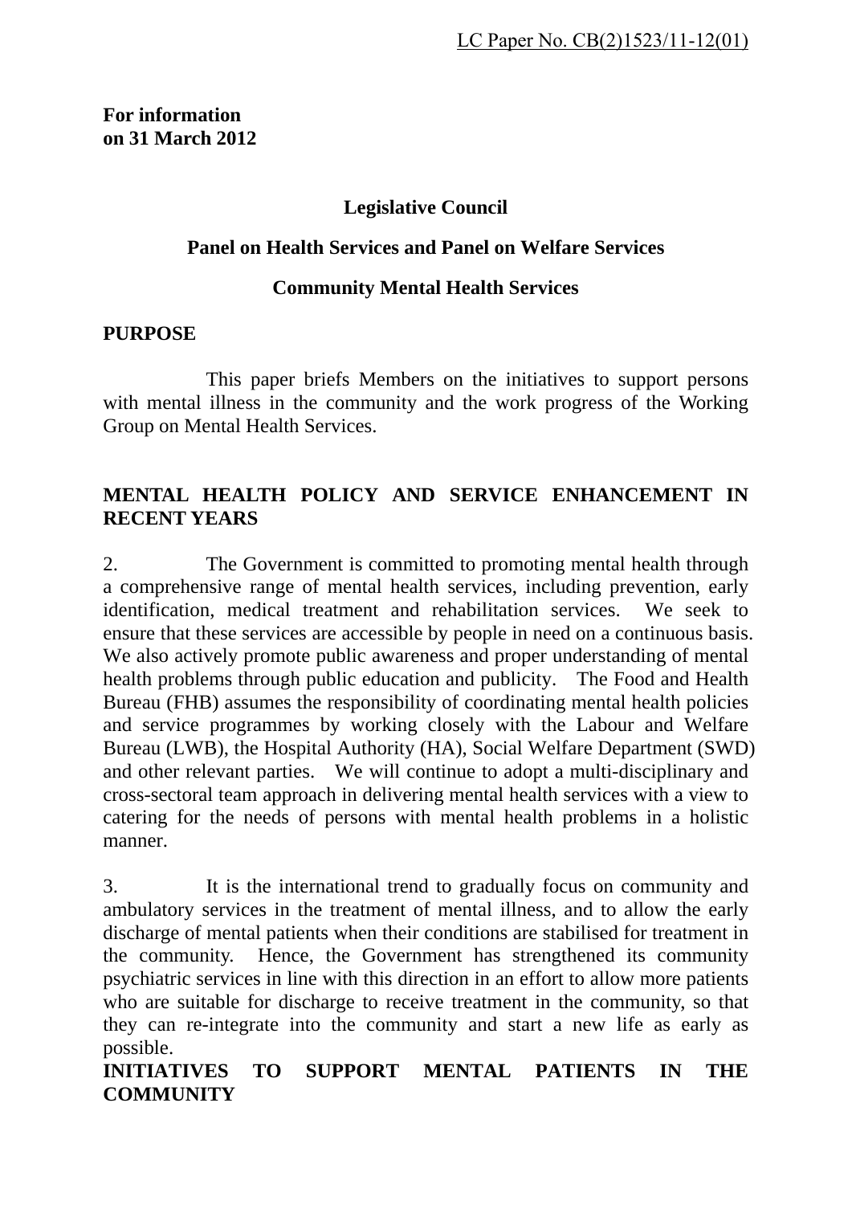LC Paper No. CB(2)1523/11-12(01)

**For information on 31 March 2012**

**Legislative Council**

**Panel on Health Services and Panel on Welfare Services**

**Community Mental Health Services**

## PURPOSE

This paper briefs Members on the initiatives to support persons with mental illness in the community and the work progress of the Working Group on Mental Health Services.

## MENTAL HEALTH POLICY AND SERVICE ENHANCEMENT IN RECENT YEARS

2. The Government is committed to promoting mental health through a comprehensive range of mental health services, including prevention, early identification, medical treatment and rehabilitation services. We seek to ensure that these services are accessible by people in need on a continuous basis. We also actively promote public awareness and proper understanding of mental health problems through public education and publicity. The Food and Health Bureau (FHB) assumes the responsibility of coordinating mental health policies and service programmes by working closely with the Labour and Welfare Bureau (LWB), the Hospital Authority (HA), Social Welfare Department (SWD) and other relevant parties. We will continue to adopt a multi-disciplinary and cross-sectoral team approach in delivering mental health services with a view to catering for the needs of persons with mental health problems in a holistic manner.

3. It is the international trend to gradually focus on community and ambulatory services in the treatment of mental illness, and to allow the early discharge of mental patients when their conditions are stabilised for treatment in the community. Hence, the Government has strengthened its community psychiatric services in line with this direction in an effort to allow more patients who are suitable for discharge to receive treatment in the community, so that they can re-integrate into the community and start a new life as early as possible.

## INITIATIVES TO SUPPORT MENTAL PATIENTS IN THE COMMUNITY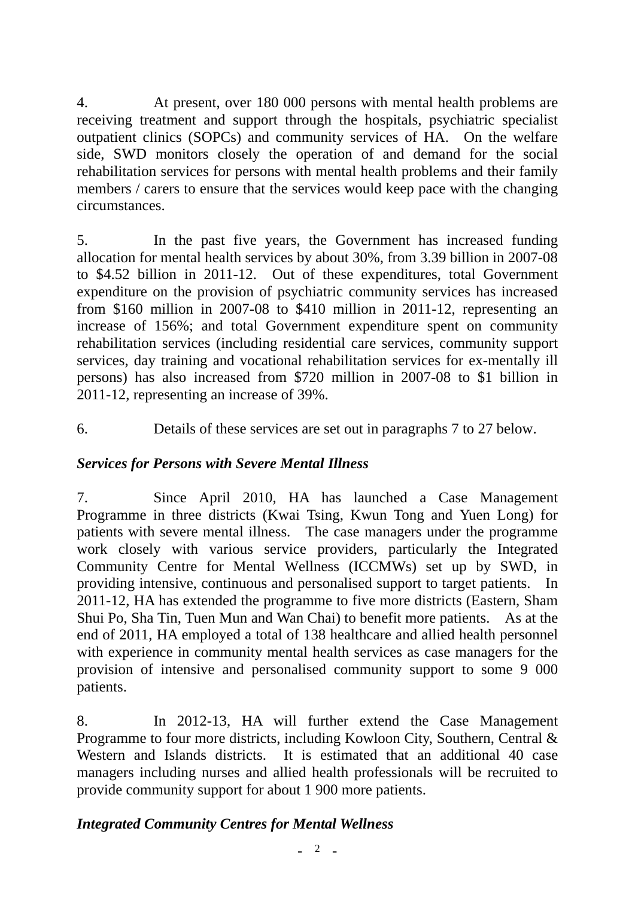4. At present, over 180 000 persons with mental health problems are receiving treatment and support through the hospitals, psychiatric specialist outpatient clinics (SOPCs) and community services of HA. On the welfare side, SWD monitors closely the operation of and demand for the social rehabilitation services for persons with mental health problems and their family members / carers to ensure that the services would keep pace with the changing circumstances.

5. In the past five years, the Government has increased funding allocation for mental health services by about 30%, from 3.39 billion in 2007-08 to $4.52 billion in 2011-12. Out of these expenditures, total Government expenditure on the provision of psychiatric community services has increased from $160 million in 2007-08 to $410 million in 2011-12, representing an increase of 156%; and total Government expenditure spent on community rehabilitation services (including residential care services, community support services, day training and vocational rehabilitation services for ex-mentally ill persons) has also increased from $720 million in 2007-08 to $1 billion in 2011-12, representing an increase of 39%.

6. Details of these services are set out in paragraphs 7 to 27 below.

***Services for Persons with Severe Mental Illness***

7. Since April 2010, HA has launched a Case Management Programme in three districts (Kwai Tsing, Kwun Tong and Yuen Long) for patients with severe mental illness. The case managers under the programme work closely with various service providers, particularly the Integrated Community Centre for Mental Wellness (ICCMWs) set up by SWD, in providing intensive, continuous and personalised support to target patients. In 2011-12, HA has extended the programme to five more districts (Eastern, Sham Shui Po, Sha Tin, Tuen Mun and Wan Chai) to benefit more patients. As at the end of 2011, HA employed a total of 138 healthcare and allied health personnel with experience in community mental health services as case managers for the provision of intensive and personalised community support to some 9 000 patients.

8. In 2012-13, HA will further extend the Case Management Programme to four more districts, including Kowloon City, Southern, Central & Western and Islands districts. It is estimated that an additional 40 case managers including nurses and allied health professionals will be recruited to provide community support for about 1 900 more patients.

***Integrated Community Centres for Mental Wellness***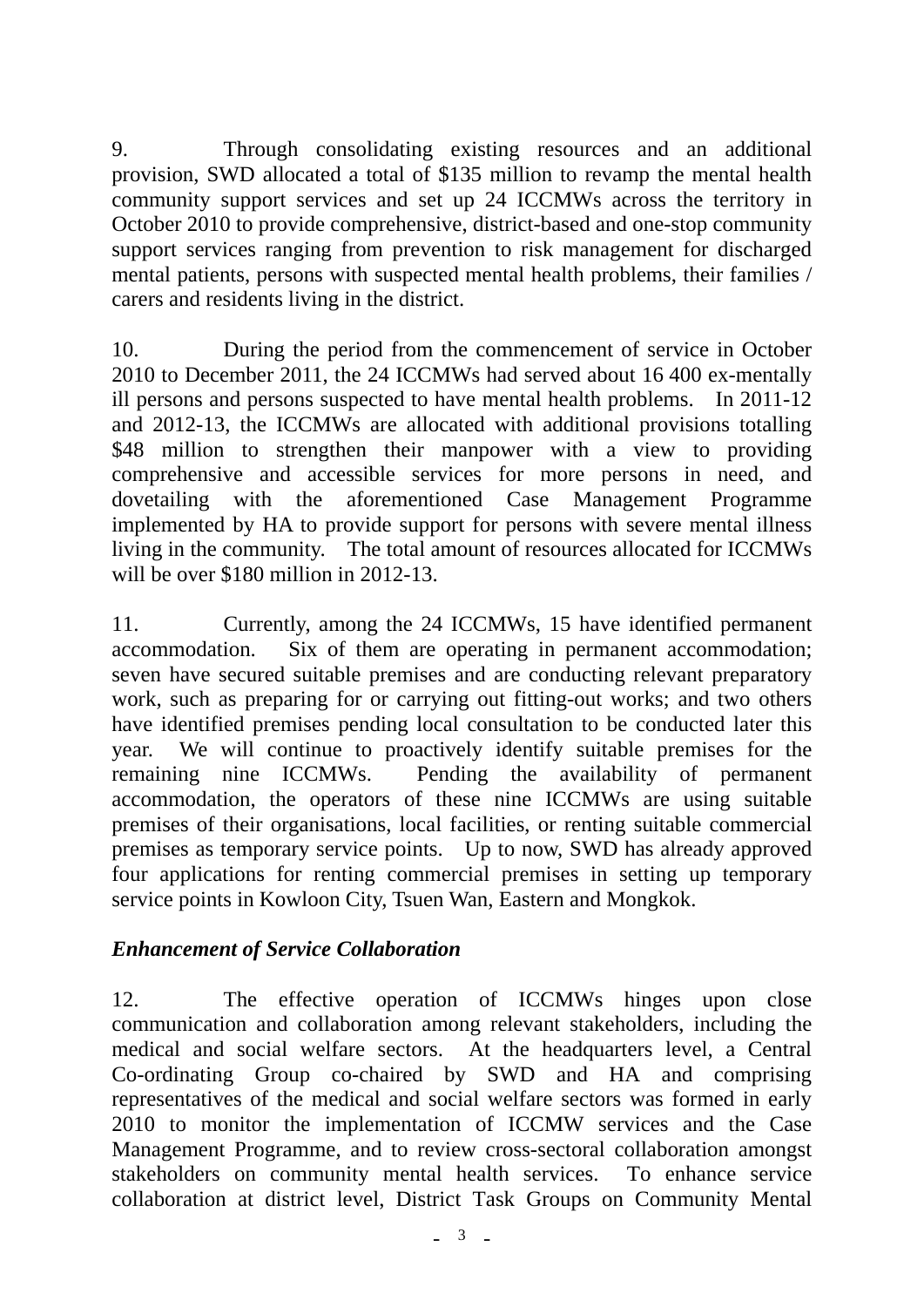9. Through consolidating existing resources and an additional provision, SWD allocated a total of $135 million to revamp the mental health community support services and set up 24 ICCMWs across the territory in October 2010 to provide comprehensive, district-based and one-stop community support services ranging from prevention to risk management for discharged mental patients, persons with suspected mental health problems, their families / carers and residents living in the district.

10. During the period from the commencement of service in October 2010 to December 2011, the 24 ICCMWs had served about 16 400 ex-mentally ill persons and persons suspected to have mental health problems. In 2011-12 and 2012-13, the ICCMWs are allocated with additional provisions totalling $48 million to strengthen their manpower with a view to providing comprehensive and accessible services for more persons in need, and dovetailing with the aforementioned Case Management Programme implemented by HA to provide support for persons with severe mental illness living in the community. The total amount of resources allocated for ICCMWs will be over $180 million in 2012-13.

11. Currently, among the 24 ICCMWs, 15 have identified permanent accommodation. Six of them are operating in permanent accommodation; seven have secured suitable premises and are conducting relevant preparatory work, such as preparing for or carrying out fitting-out works; and two others have identified premises pending local consultation to be conducted later this year. We will continue to proactively identify suitable premises for the remaining nine ICCMWs. Pending the availability of permanent accommodation, the operators of these nine ICCMWs are using suitable premises of their organisations, local facilities, or renting suitable commercial premises as temporary service points. Up to now, SWD has already approved four applications for renting commercial premises in setting up temporary service points in Kowloon City, Tsuen Wan, Eastern and Mongkok.

***Enhancement of Service Collaboration***

12. The effective operation of ICCMWs hinges upon close communication and collaboration among relevant stakeholders, including the medical and social welfare sectors. At the headquarters level, a Central Co-ordinating Group co-chaired by SWD and HA and comprising representatives of the medical and social welfare sectors was formed in early 2010 to monitor the implementation of ICCMW services and the Case Management Programme, and to review cross-sectoral collaboration amongst stakeholders on community mental health services. To enhance service collaboration at district level, District Task Groups on Community Mental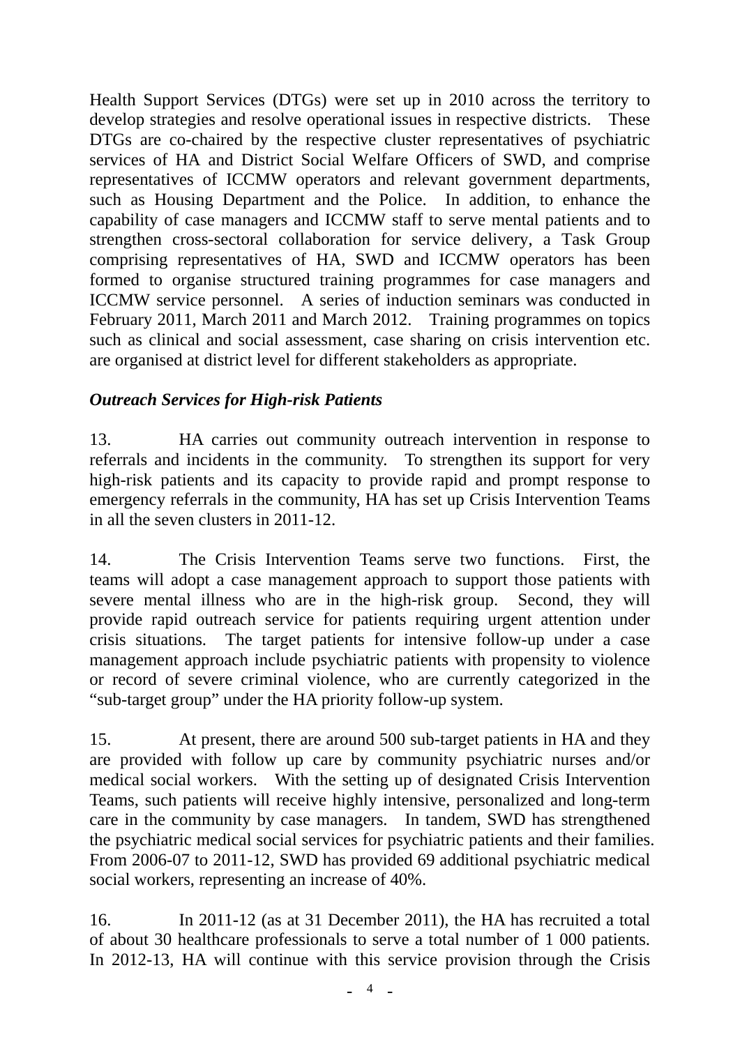Health Support Services (DTGs) were set up in 2010 across the territory to develop strategies and resolve operational issues in respective districts. These DTGs are co-chaired by the respective cluster representatives of psychiatric services of HA and District Social Welfare Officers of SWD, and comprise representatives of ICCMW operators and relevant government departments, such as Housing Department and the Police. In addition, to enhance the capability of case managers and ICCMW staff to serve mental patients and to strengthen cross-sectoral collaboration for service delivery, a Task Group comprising representatives of HA, SWD and ICCMW operators has been formed to organise structured training programmes for case managers and ICCMW service personnel. A series of induction seminars was conducted in February 2011, March 2011 and March 2012. Training programmes on topics such as clinical and social assessment, case sharing on crisis intervention etc. are organised at district level for different stakeholders as appropriate.

***Outreach Services for High-risk Patients***

13. HA carries out community outreach intervention in response to referrals and incidents in the community. To strengthen its support for very high-risk patients and its capacity to provide rapid and prompt response to emergency referrals in the community, HA has set up Crisis Intervention Teams in all the seven clusters in 2011-12.

14. The Crisis Intervention Teams serve two functions. First, the teams will adopt a case management approach to support those patients with severe mental illness who are in the high-risk group. Second, they will provide rapid outreach service for patients requiring urgent attention under crisis situations. The target patients for intensive follow-up under a case management approach include psychiatric patients with propensity to violence or record of severe criminal violence, who are currently categorized in the "sub-target group" under the HA priority follow-up system.

15. At present, there are around 500 sub-target patients in HA and they are provided with follow up care by community psychiatric nurses and/or medical social workers. With the setting up of designated Crisis Intervention Teams, such patients will receive highly intensive, personalized and long-term care in the community by case managers. In tandem, SWD has strengthened the psychiatric medical social services for psychiatric patients and their families. From 2006-07 to 2011-12, SWD has provided 69 additional psychiatric medical social workers, representing an increase of 40%.

16. In 2011-12 (as at 31 December 2011), the HA has recruited a total of about 30 healthcare professionals to serve a total number of 1 000 patients. In 2012-13, HA will continue with this service provision through the Crisis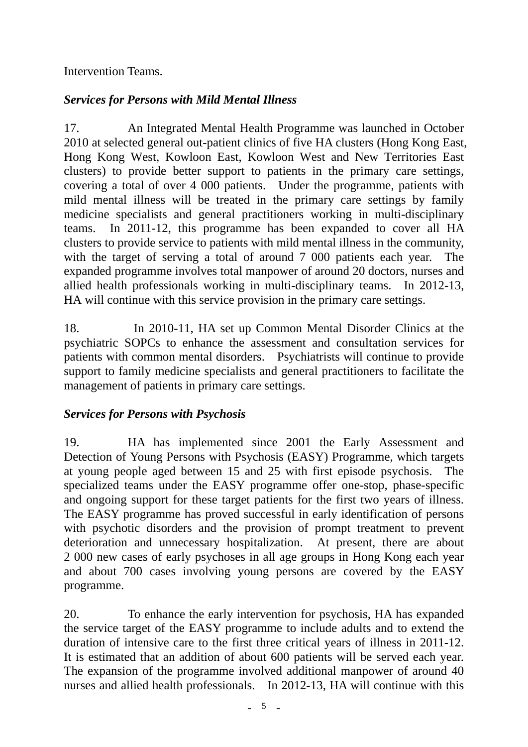Intervention Teams.

***Services for Persons with Mild Mental Illness***

17. An Integrated Mental Health Programme was launched in October 2010 at selected general out-patient clinics of five HA clusters (Hong Kong East, Hong Kong West, Kowloon East, Kowloon West and New Territories East clusters) to provide better support to patients in the primary care settings, covering a total of over 4 000 patients. Under the programme, patients with mild mental illness will be treated in the primary care settings by family medicine specialists and general practitioners working in multi-disciplinary teams. In 2011-12, this programme has been expanded to cover all HA clusters to provide service to patients with mild mental illness in the community, with the target of serving a total of around 7 000 patients each year. The expanded programme involves total manpower of around 20 doctors, nurses and allied health professionals working in multi-disciplinary teams. In 2012-13, HA will continue with this service provision in the primary care settings.

18. In 2010-11, HA set up Common Mental Disorder Clinics at the psychiatric SOPCs to enhance the assessment and consultation services for patients with common mental disorders. Psychiatrists will continue to provide support to family medicine specialists and general practitioners to facilitate the management of patients in primary care settings.

***Services for Persons with Psychosis***

19. HA has implemented since 2001 the Early Assessment and Detection of Young Persons with Psychosis (EASY) Programme, which targets at young people aged between 15 and 25 with first episode psychosis. The specialized teams under the EASY programme offer one-stop, phase-specific and ongoing support for these target patients for the first two years of illness. The EASY programme has proved successful in early identification of persons with psychotic disorders and the provision of prompt treatment to prevent deterioration and unnecessary hospitalization. At present, there are about 2 000 new cases of early psychoses in all age groups in Hong Kong each year and about 700 cases involving young persons are covered by the EASY programme.

20. To enhance the early intervention for psychosis, HA has expanded the service target of the EASY programme to include adults and to extend the duration of intensive care to the first three critical years of illness in 2011-12. It is estimated that an addition of about 600 patients will be served each year. The expansion of the programme involved additional manpower of around 40 nurses and allied health professionals. In 2012-13, HA will continue with this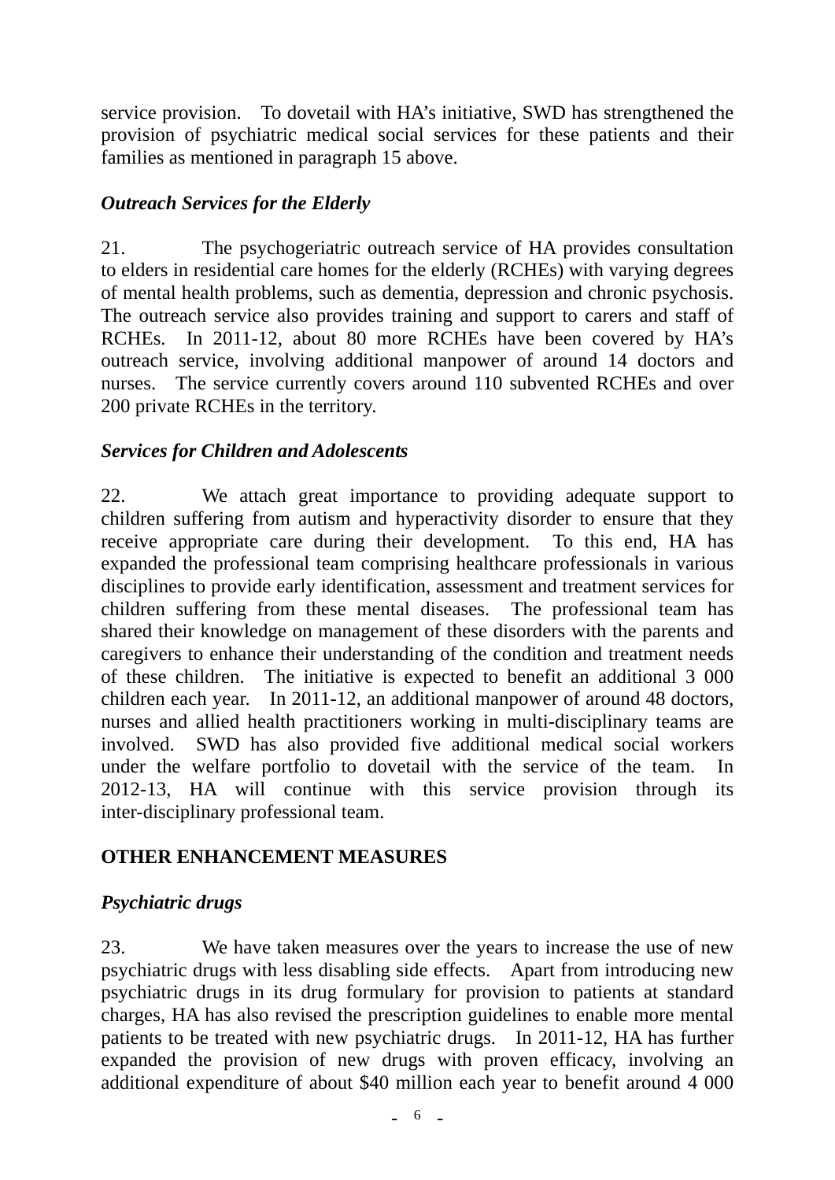service provision. To dovetail with HA's initiative, SWD has strengthened the provision of psychiatric medical social services for these patients and their families as mentioned in paragraph 15 above.

### *Outreach Services for the Elderly*

21. The psychogeriatric outreach service of HA provides consultation to elders in residential care homes for the elderly (RCHEs) with varying degrees of mental health problems, such as dementia, depression and chronic psychosis. The outreach service also provides training and support to carers and staff of RCHEs. In 2011-12, about 80 more RCHEs have been covered by HA's outreach service, involving additional manpower of around 14 doctors and nurses. The service currently covers around 110 subvented RCHEs and over 200 private RCHEs in the territory.

### *Services for Children and Adolescents*

22. We attach great importance to providing adequate support to children suffering from autism and hyperactivity disorder to ensure that they receive appropriate care during their development. To this end, HA has expanded the professional team comprising healthcare professionals in various disciplines to provide early identification, assessment and treatment services for children suffering from these mental diseases. The professional team has shared their knowledge on management of these disorders with the parents and caregivers to enhance their understanding of the condition and treatment needs of these children. The initiative is expected to benefit an additional 3 000 children each year. In 2011-12, an additional manpower of around 48 doctors, nurses and allied health practitioners working in multi-disciplinary teams are involved. SWD has also provided five additional medical social workers under the welfare portfolio to dovetail with the service of the team. In 2012-13, HA will continue with this service provision through its inter-disciplinary professional team.

## OTHER ENHANCEMENT MEASURES

### *Psychiatric drugs*

23. We have taken measures over the years to increase the use of new psychiatric drugs with less disabling side effects. Apart from introducing new psychiatric drugs in its drug formulary for provision to patients at standard charges, HA has also revised the prescription guidelines to enable more mental patients to be treated with new psychiatric drugs. In 2011-12, HA has further expanded the provision of new drugs with proven efficacy, involving an additional expenditure of about $40 million each year to benefit around 4 000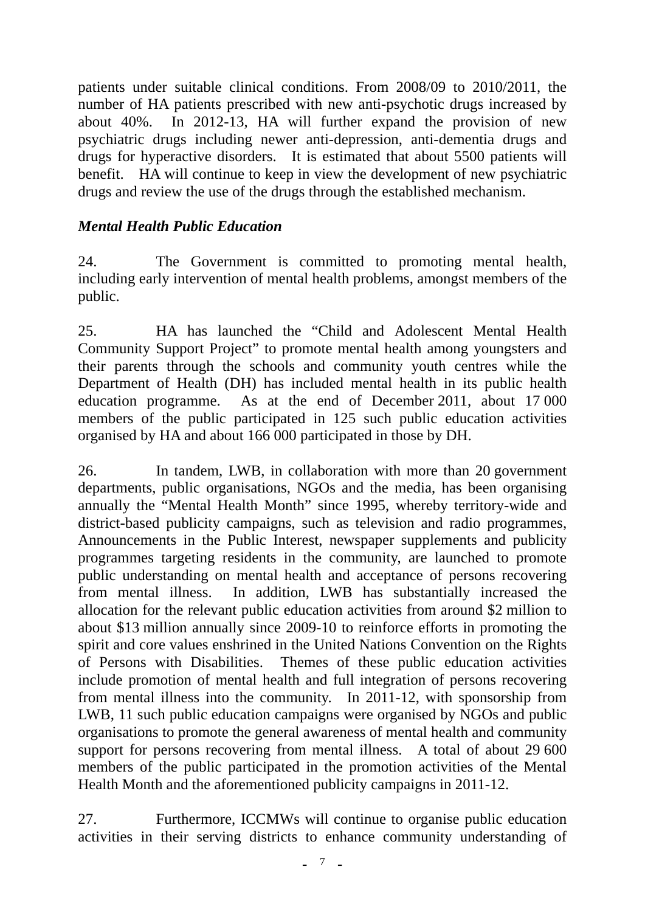patients under suitable clinical conditions. From 2008/09 to 2010/2011, the number of HA patients prescribed with new anti-psychotic drugs increased by about 40%. In 2012-13, HA will further expand the provision of new psychiatric drugs including newer anti-depression, anti-dementia drugs and drugs for hyperactive disorders. It is estimated that about 5500 patients will benefit. HA will continue to keep in view the development of new psychiatric drugs and review the use of the drugs through the established mechanism.

***Mental Health Public Education***

24. The Government is committed to promoting mental health, including early intervention of mental health problems, amongst members of the public.

25. HA has launched the "Child and Adolescent Mental Health Community Support Project" to promote mental health among youngsters and their parents through the schools and community youth centres while the Department of Health (DH) has included mental health in its public health education programme. As at the end of December 2011, about 17 000 members of the public participated in 125 such public education activities organised by HA and about 166 000 participated in those by DH.

26. In tandem, LWB, in collaboration with more than 20 government departments, public organisations, NGOs and the media, has been organising annually the "Mental Health Month" since 1995, whereby territory-wide and district-based publicity campaigns, such as television and radio programmes, Announcements in the Public Interest, newspaper supplements and publicity programmes targeting residents in the community, are launched to promote public understanding on mental health and acceptance of persons recovering from mental illness. In addition, LWB has substantially increased the allocation for the relevant public education activities from around $2 million to about $13 million annually since 2009-10 to reinforce efforts in promoting the spirit and core values enshrined in the United Nations Convention on the Rights of Persons with Disabilities. Themes of these public education activities include promotion of mental health and full integration of persons recovering from mental illness into the community. In 2011-12, with sponsorship from LWB, 11 such public education campaigns were organised by NGOs and public organisations to promote the general awareness of mental health and community support for persons recovering from mental illness. A total of about 29 600 members of the public participated in the promotion activities of the Mental Health Month and the aforementioned publicity campaigns in 2011-12.

27. Furthermore, ICCMWs will continue to organise public education activities in their serving districts to enhance community understanding of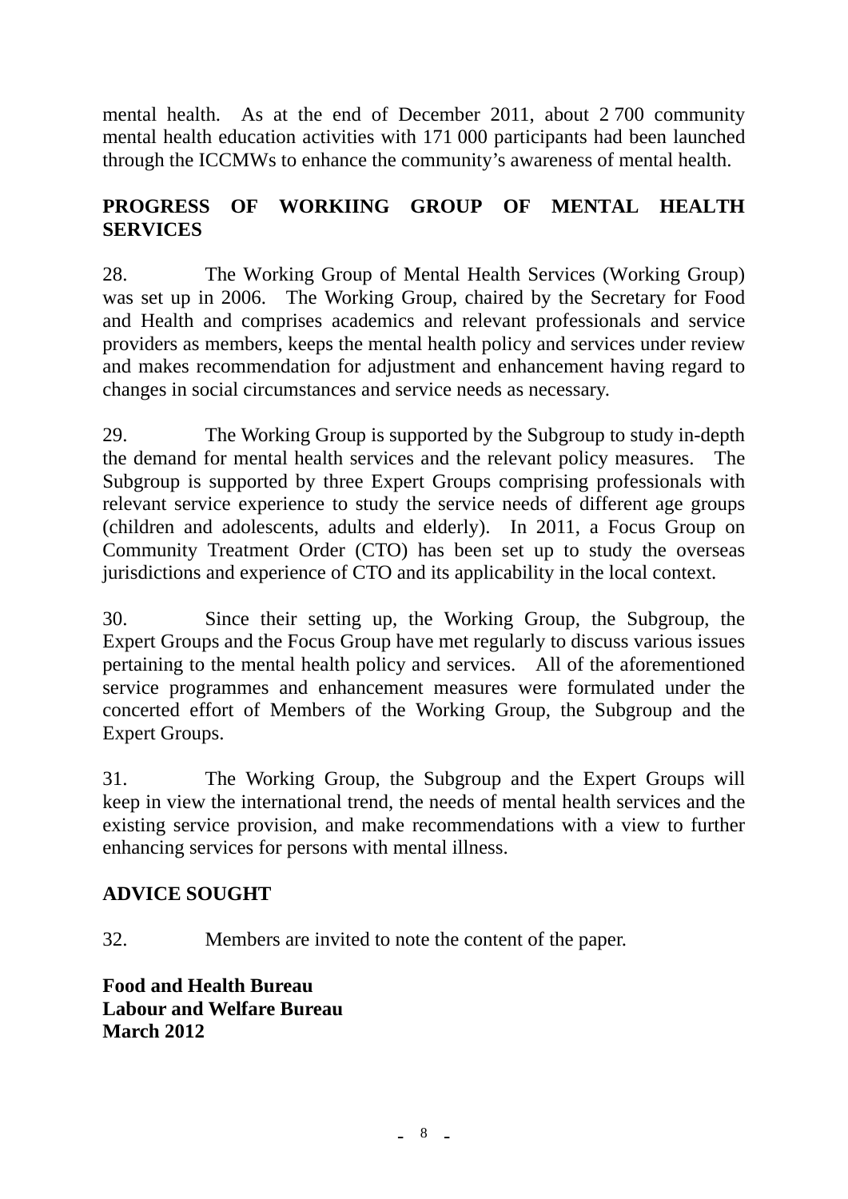mental health. As at the end of December 2011, about 2 700 community mental health education activities with 171 000 participants had been launched through the ICCMWs to enhance the community's awareness of mental health.

## PROGRESS OF WORKIING GROUP OF MENTAL HEALTH SERVICES

28. The Working Group of Mental Health Services (Working Group) was set up in 2006. The Working Group, chaired by the Secretary for Food and Health and comprises academics and relevant professionals and service providers as members, keeps the mental health policy and services under review and makes recommendation for adjustment and enhancement having regard to changes in social circumstances and service needs as necessary.

29. The Working Group is supported by the Subgroup to study in-depth the demand for mental health services and the relevant policy measures. The Subgroup is supported by three Expert Groups comprising professionals with relevant service experience to study the service needs of different age groups (children and adolescents, adults and elderly). In 2011, a Focus Group on Community Treatment Order (CTO) has been set up to study the overseas jurisdictions and experience of CTO and its applicability in the local context.

30. Since their setting up, the Working Group, the Subgroup, the Expert Groups and the Focus Group have met regularly to discuss various issues pertaining to the mental health policy and services. All of the aforementioned service programmes and enhancement measures were formulated under the concerted effort of Members of the Working Group, the Subgroup and the Expert Groups.

31. The Working Group, the Subgroup and the Expert Groups will keep in view the international trend, the needs of mental health services and the existing service provision, and make recommendations with a view to further enhancing services for persons with mental illness.

## ADVICE SOUGHT

32. Members are invited to note the content of the paper.

**Food and Health Bureau**
**Labour and Welfare Bureau**
**March 2012**